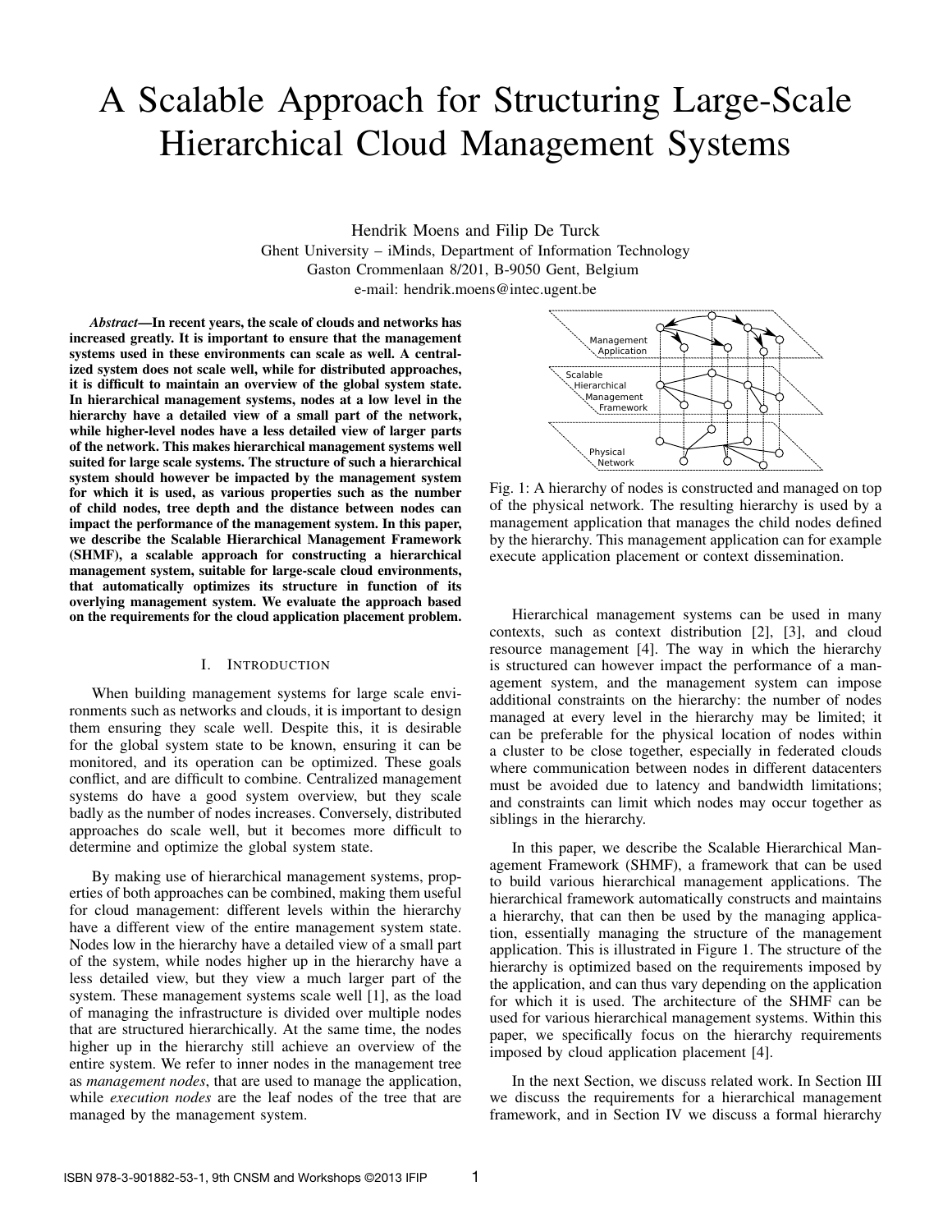# A Scalable Approach for Structuring Large-Scale Hierarchical Cloud Management Systems

Hendrik Moens and Filip De Turck
Ghent University – iMinds, Department of Information Technology
Gaston Crommenlaan 8/201, B-9050 Gent, Belgium
e-mail: hendrik.moens@intec.ugent.be

***Abstract*—In recent years, the scale of clouds and networks has increased greatly. It is important to ensure that the management systems used in these environments can scale as well. A centralized system does not scale well, while for distributed approaches, it is difficult to maintain an overview of the global system state. In hierarchical management systems, nodes at a low level in the hierarchy have a detailed view of a small part of the network, while higher-level nodes have a less detailed view of larger parts of the network. This makes hierarchical management systems well suited for large scale systems. The structure of such a hierarchical system should however be impacted by the management system for which it is used, as various properties such as the number of child nodes, tree depth and the distance between nodes can impact the performance of the management system. In this paper, we describe the Scalable Hierarchical Management Framework (SHMF), a scalable approach for constructing a hierarchical management system, suitable for large-scale cloud environments, that automatically optimizes its structure in function of its overlying management system. We evaluate the approach based on the requirements for the cloud application placement problem.**

## I. Introduction

When building management systems for large scale environments such as networks and clouds, it is important to design them ensuring they scale well. Despite this, it is desirable for the global system state to be known, ensuring it can be monitored, and its operation can be optimized. These goals conflict, and are difficult to combine. Centralized management systems do have a good system overview, but they scale badly as the number of nodes increases. Conversely, distributed approaches do scale well, but it becomes more difficult to determine and optimize the global system state.

By making use of hierarchical management systems, properties of both approaches can be combined, making them useful for cloud management: different levels within the hierarchy have a different view of the entire management system state. Nodes low in the hierarchy have a detailed view of a small part of the system, while nodes higher up in the hierarchy have a less detailed view, but they view a much larger part of the system. These management systems scale well [1], as the load of managing the infrastructure is divided over multiple nodes that are structured hierarchically. At the same time, the nodes higher up in the hierarchy still achieve an overview of the entire system. We refer to inner nodes in the management tree as *management nodes*, that are used to manage the application, while *execution nodes* are the leaf nodes of the tree that are managed by the management system.

Fig. 1: A hierarchy of nodes is constructed and managed on top of the physical network. The resulting hierarchy is used by a management application that manages the child nodes defined by the hierarchy. This management application can for example execute application placement or context dissemination.

Hierarchical management systems can be used in many contexts, such as context distribution [2], [3], and cloud resource management [4]. The way in which the hierarchy is structured can however impact the performance of a management system, and the management system can impose additional constraints on the hierarchy: the number of nodes managed at every level in the hierarchy may be limited; it can be preferable for the physical location of nodes within a cluster to be close together, especially in federated clouds where communication between nodes in different datacenters must be avoided due to latency and bandwidth limitations; and constraints can limit which nodes may occur together as siblings in the hierarchy.

In this paper, we describe the Scalable Hierarchical Management Framework (SHMF), a framework that can be used to build various hierarchical management applications. The hierarchical framework automatically constructs and maintains a hierarchy, that can then be used by the managing application, essentially managing the structure of the management application. This is illustrated in Figure 1. The structure of the hierarchy is optimized based on the requirements imposed by the application, and can thus vary depending on the application for which it is used. The architecture of the SHMF can be used for various hierarchical management systems. Within this paper, we specifically focus on the hierarchy requirements imposed by cloud application placement [4].

In the next Section, we discuss related work. In Section III we discuss the requirements for a hierarchical management framework, and in Section IV we discuss a formal hierarchy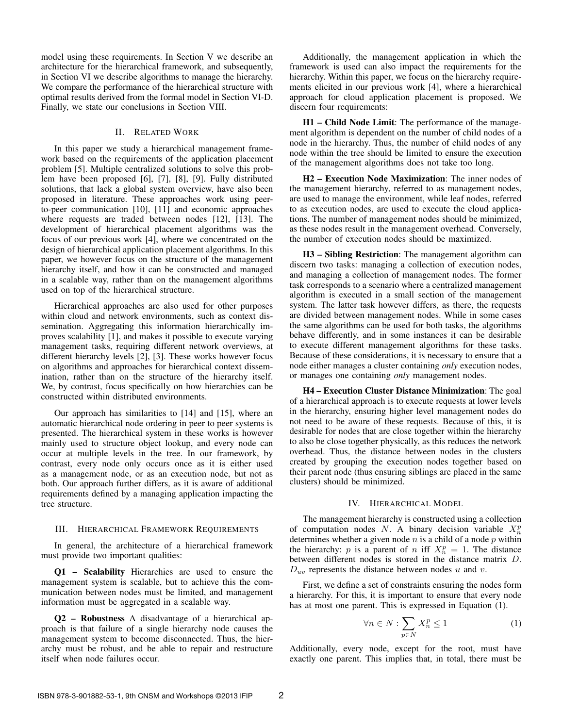model using these requirements. In Section V we describe an architecture for the hierarchical framework, and subsequently, in Section VI we describe algorithms to manage the hierarchy. We compare the performance of the hierarchical structure with optimal results derived from the formal model in Section VI-D. Finally, we state our conclusions in Section VIII.

## II. Related Work

In this paper we study a hierarchical management framework based on the requirements of the application placement problem [5]. Multiple centralized solutions to solve this problem have been proposed [6], [7], [8], [9]. Fully distributed solutions, that lack a global system overview, have also been proposed in literature. These approaches work using peer-to-peer communication [10], [11] and economic approaches where requests are traded between nodes [12], [13]. The development of hierarchical placement algorithms was the focus of our previous work [4], where we concentrated on the design of hierarchical application placement algorithms. In this paper, we however focus on the structure of the management hierarchy itself, and how it can be constructed and managed in a scalable way, rather than on the management algorithms used on top of the hierarchical structure.

Hierarchical approaches are also used for other purposes within cloud and network environments, such as context dissemination. Aggregating this information hierarchically improves scalability [1], and makes it possible to execute varying management tasks, requiring different network overviews, at different hierarchy levels [2], [3]. These works however focus on algorithms and approaches for hierarchical context dissemination, rather than on the structure of the hierarchy itself. We, by contrast, focus specifically on how hierarchies can be constructed within distributed environments.

Our approach has similarities to [14] and [15], where an automatic hierarchical node ordering in peer to peer systems is presented. The hierarchical system in these works is however mainly used to structure object lookup, and every node can occur at multiple levels in the tree. In our framework, by contrast, every node only occurs once as it is either used as a management node, or as an execution node, but not as both. Our approach further differs, as it is aware of additional requirements defined by a managing application impacting the tree structure.

## III. Hierarchical Framework Requirements

In general, the architecture of a hierarchical framework must provide two important qualities:

**Q1 – Scalability** Hierarchies are used to ensure the management system is scalable, but to achieve this the communication between nodes must be limited, and management information must be aggregated in a scalable way.

**Q2 – Robustness** A disadvantage of a hierarchical approach is that failure of a single hierarchy node causes the management system to become disconnected. Thus, the hierarchy must be robust, and be able to repair and restructure itself when node failures occur.

Additionally, the management application in which the framework is used can also impact the requirements for the hierarchy. Within this paper, we focus on the hierarchy requirements elicited in our previous work [4], where a hierarchical approach for cloud application placement is proposed. We discern four requirements:

**H1 – Child Node Limit**: The performance of the management algorithm is dependent on the number of child nodes of a node in the hierarchy. Thus, the number of child nodes of any node within the tree should be limited to ensure the execution of the management algorithms does not take too long.

**H2 – Execution Node Maximization**: The inner nodes of the management hierarchy, referred to as management nodes, are used to manage the environment, while leaf nodes, referred to as execution nodes, are used to execute the cloud applications. The number of management nodes should be minimized, as these nodes result in the management overhead. Conversely, the number of execution nodes should be maximized.

**H3 – Sibling Restriction**: The management algorithm can discern two tasks: managing a collection of execution nodes, and managing a collection of management nodes. The former task corresponds to a scenario where a centralized management algorithm is executed in a small section of the management system. The latter task however differs, as there, the requests are divided between management nodes. While in some cases the same algorithms can be used for both tasks, the algorithms behave differently, and in some instances it can be desirable to execute different management algorithms for these tasks. Because of these considerations, it is necessary to ensure that a node either manages a cluster containing *only* execution nodes, or manages one containing *only* management nodes.

**H4 – Execution Cluster Distance Minimization**: The goal of a hierarchical approach is to execute requests at lower levels in the hierarchy, ensuring higher level management nodes do not need to be aware of these requests. Because of this, it is desirable for nodes that are close together within the hierarchy to also be close together physically, as this reduces the network overhead. Thus, the distance between nodes in the clusters created by grouping the execution nodes together based on their parent node (thus ensuring siblings are placed in the same clusters) should be minimized.

## IV. Hierarchical Model

The management hierarchy is constructed using a collection of computation nodes $N$. A binary decision variable $X_n^p$ determines whether a given node $n$ is a child of a node $p$ within the hierarchy: $p$ is a parent of $n$ iff $X_n^p = 1$. The distance between different nodes is stored in the distance matrix $D$. $D_{uv}$ represents the distance between nodes $u$ and $v$.

First, we define a set of constraints ensuring the nodes form a hierarchy. For this, it is important to ensure that every node has at most one parent. This is expressed in Equation (1).

$$\forall n \in N : \sum_{p \in N} X_n^p \leq 1 \tag{1}$$

Additionally, every node, except for the root, must have exactly one parent. This implies that, in total, there must be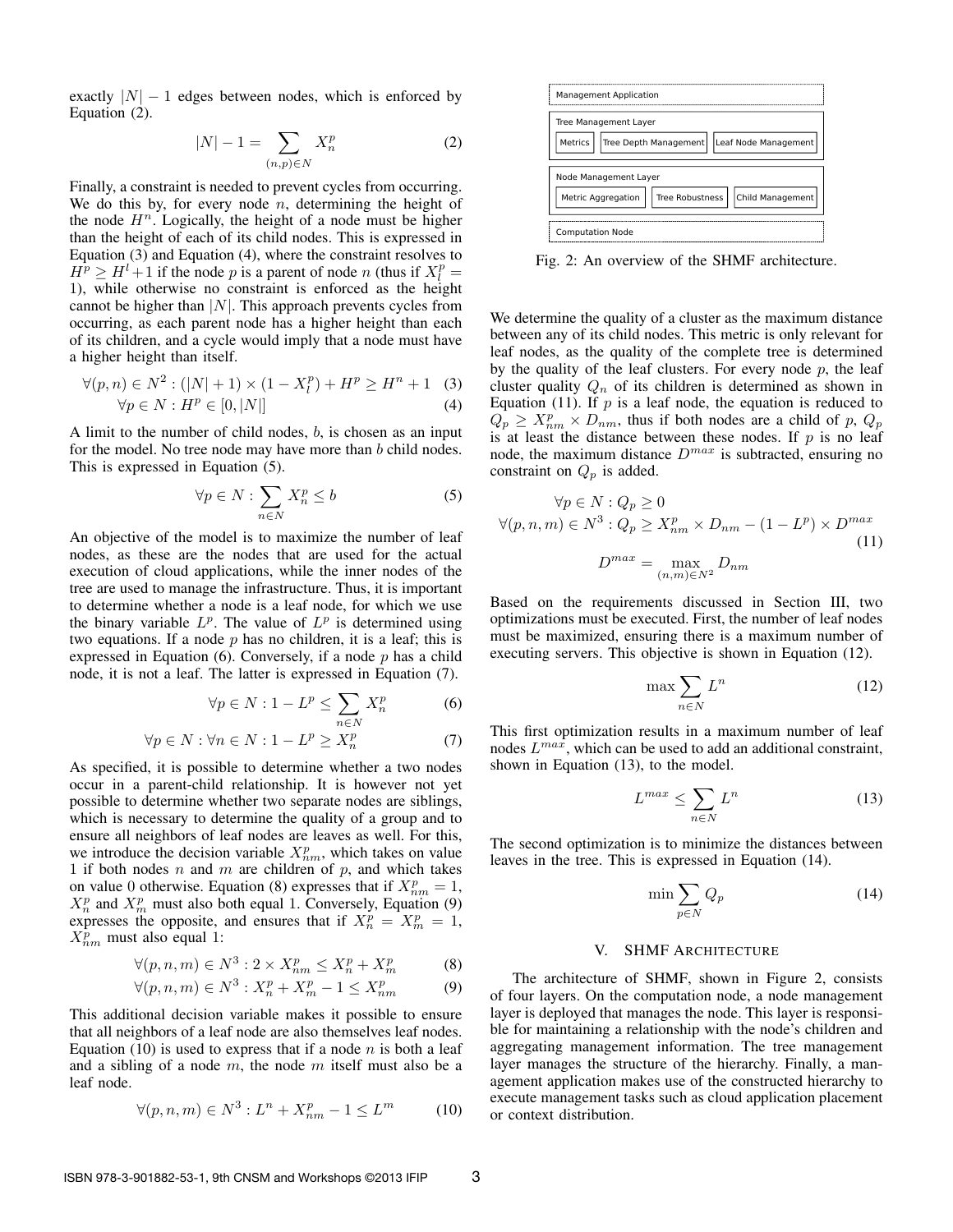exactly $|N| - 1$ edges between nodes, which is enforced by Equation (2).

$$|N| - 1 = \sum_{(n,p)\in N} X_n^p \tag{2}$$

Finally, a constraint is needed to prevent cycles from occurring. We do this by, for every node $n$, determining the height of the node $H^n$. Logically, the height of a node must be higher than the height of each of its child nodes. This is expressed in Equation (3) and Equation (4), where the constraint resolves to $H^p \geq H^l + 1$ if the node $p$ is a parent of node $n$ (thus if $X_l^p = 1$), while otherwise no constraint is enforced as the height cannot be higher than $|N|$. This approach prevents cycles from occurring, as each parent node has a higher height than each of its children, and a cycle would imply that a node must have a higher height than itself.

$$\forall (p,n) \in N^2 : (|N| + 1) \times (1 - X_l^p) + H^p \geq H^n + 1 \tag{3}$$

$$\forall p \in N : H^p \in [0, |N|] \tag{4}$$

A limit to the number of child nodes, $b$, is chosen as an input for the model. No tree node may have more than $b$ child nodes. This is expressed in Equation (5).

$$\forall p \in N : \sum_{n\in N} X_n^p \leq b \tag{5}$$

An objective of the model is to maximize the number of leaf nodes, as these are the nodes that are used for the actual execution of cloud applications, while the inner nodes of the tree are used to manage the infrastructure. Thus, it is important to determine whether a node is a leaf node, for which we use the binary variable $L^p$. The value of $L^p$ is determined using two equations. If a node $p$ has no children, it is a leaf; this is expressed in Equation (6). Conversely, if a node $p$ has a child node, it is not a leaf. The latter is expressed in Equation (7).

$$\forall p \in N : 1 - L^p \leq \sum_{n\in N} X_n^p \tag{6}$$

$$\forall p \in N : \forall n \in N : 1 - L^p \geq X_n^p \tag{7}$$

As specified, it is possible to determine whether a two nodes occur in a parent-child relationship. It is however not yet possible to determine whether two separate nodes are siblings, which is necessary to determine the quality of a group and to ensure all neighbors of leaf nodes are leaves as well. For this, we introduce the decision variable $X_{nm}^p$, which takes on value 1 if both nodes $n$ and $m$ are children of $p$, and which takes on value 0 otherwise. Equation (8) expresses that if $X_{nm}^p = 1$, $X_n^p$ and $X_m^p$ must also both equal 1. Conversely, Equation (9) expresses the opposite, and ensures that if $X_n^p = X_m^p = 1$, $X_{nm}^p$ must also equal 1:

$$\forall (p,n,m) \in N^3 : 2 \times X_{nm}^p \leq X_n^p + X_m^p \tag{8}$$

$$\forall (p,n,m) \in N^3 : X_n^p + X_m^p - 1 \leq X_{nm}^p \tag{9}$$

This additional decision variable makes it possible to ensure that all neighbors of a leaf node are also themselves leaf nodes. Equation (10) is used to express that if a node $n$ is both a leaf and a sibling of a node $m$, the node $m$ itself must also be a leaf node.

$$\forall (p,n,m) \in N^3 : L^n + X_{nm}^p - 1 \leq L^m \tag{10}$$

Fig. 2: An overview of the SHMF architecture.

We determine the quality of a cluster as the maximum distance between any of its child nodes. This metric is only relevant for leaf nodes, as the quality of the complete tree is determined by the quality of the leaf clusters. For every node $p$, the leaf cluster quality $Q_n$ of its children is determined as shown in Equation (11). If $p$ is a leaf node, the equation is reduced to $Q_p \geq X_{nm}^p \times D_{nm}$, thus if both nodes are a child of $p$, $Q_p$ is at least the distance between these nodes. If $p$ is no leaf node, the maximum distance $D^{max}$ is subtracted, ensuring no constraint on $Q_p$ is added.

$$\begin{gathered}\forall p \in N : Q_p \geq 0 \\ \forall (p,n,m) \in N^3 : Q_p \geq X_{nm}^p \times D_{nm} - (1 - L^p) \times D^{max} \\ D^{max} = \max_{(n,m)\in N^2} D_{nm}\end{gathered} \tag{11}$$

Based on the requirements discussed in Section III, two optimizations must be executed. First, the number of leaf nodes must be maximized, ensuring there is a maximum number of executing servers. This objective is shown in Equation (12).

$$\max \sum_{n\in N} L^n \tag{12}$$

This first optimization results in a maximum number of leaf nodes $L^{max}$, which can be used to add an additional constraint, shown in Equation (13), to the model.

$$L^{max} \leq \sum_{n\in N} L^n \tag{13}$$

The second optimization is to minimize the distances between leaves in the tree. This is expressed in Equation (14).

$$\min \sum_{p\in N} Q_p \tag{14}$$

## V. SHMF Architecture

The architecture of SHMF, shown in Figure 2, consists of four layers. On the computation node, a node management layer is deployed that manages the node. This layer is responsible for maintaining a relationship with the node's children and aggregating management information. The tree management layer manages the structure of the hierarchy. Finally, a management application makes use of the constructed hierarchy to execute management tasks such as cloud application placement or context distribution.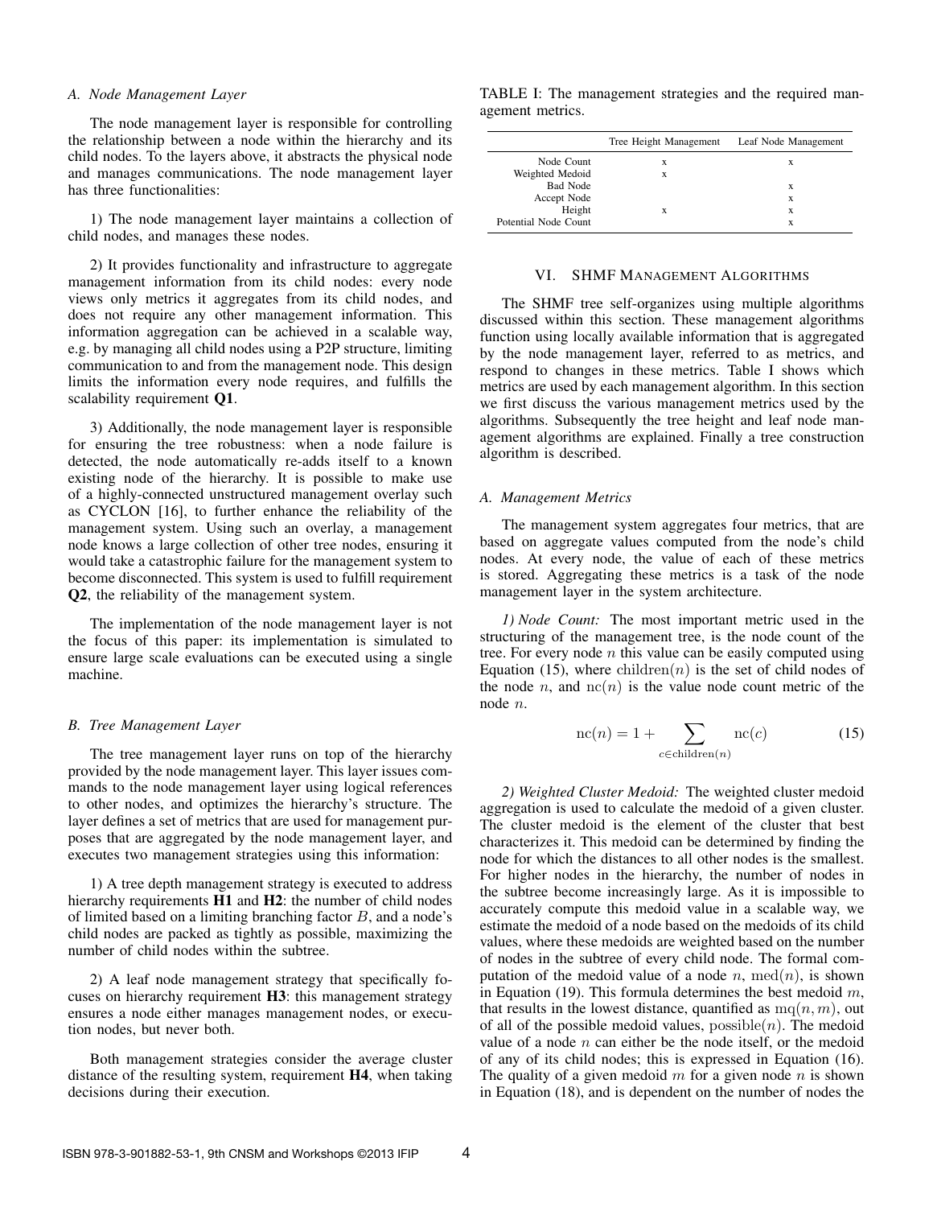### A. Node Management Layer

The node management layer is responsible for controlling the relationship between a node within the hierarchy and its child nodes. To the layers above, it abstracts the physical node and manages communications. The node management layer has three functionalities:

1) The node management layer maintains a collection of child nodes, and manages these nodes.

2) It provides functionality and infrastructure to aggregate management information from its child nodes: every node views only metrics it aggregates from its child nodes, and does not require any other management information. This information aggregation can be achieved in a scalable way, e.g. by managing all child nodes using a P2P structure, limiting communication to and from the management node. This design limits the information every node requires, and fulfills the scalability requirement **Q1**.

3) Additionally, the node management layer is responsible for ensuring the tree robustness: when a node failure is detected, the node automatically re-adds itself to a known existing node of the hierarchy. It is possible to make use of a highly-connected unstructured management overlay such as CYCLON [16], to further enhance the reliability of the management system. Using such an overlay, a management node knows a large collection of other tree nodes, ensuring it would take a catastrophic failure for the management system to become disconnected. This system is used to fulfill requirement **Q2**, the reliability of the management system.

The implementation of the node management layer is not the focus of this paper: its implementation is simulated to ensure large scale evaluations can be executed using a single machine.

### B. Tree Management Layer

The tree management layer runs on top of the hierarchy provided by the node management layer. This layer issues commands to the node management layer using logical references to other nodes, and optimizes the hierarchy's structure. The layer defines a set of metrics that are used for management purposes that are aggregated by the node management layer, and executes two management strategies using this information:

1) A tree depth management strategy is executed to address hierarchy requirements **H1** and **H2**: the number of child nodes of limited based on a limiting branching factor $B$, and a node's child nodes are packed as tightly as possible, maximizing the number of child nodes within the subtree.

2) A leaf node management strategy that specifically focuses on hierarchy requirement **H3**: this management strategy ensures a node either manages management nodes, or execution nodes, but never both.

Both management strategies consider the average cluster distance of the resulting system, requirement **H4**, when taking decisions during their execution.

TABLE I: The management strategies and the required management metrics.

| | Tree Height Management | Leaf Node Management |
|---|---|---|
| Node Count | x | x |
| Weighted Medoid | x | |
| Bad Node | | x |
| Accept Node | | x |
| Height | x | x |
| Potential Node Count | | x |

## VI. SHMF Management Algorithms

The SHMF tree self-organizes using multiple algorithms discussed within this section. These management algorithms function using locally available information that is aggregated by the node management layer, referred to as metrics, and respond to changes in these metrics. Table I shows which metrics are used by each management algorithm. In this section we first discuss the various management metrics used by the algorithms. Subsequently the tree height and leaf node management algorithms are explained. Finally a tree construction algorithm is described.

### A. Management Metrics

The management system aggregates four metrics, that are based on aggregate values computed from the node's child nodes. At every node, the value of each of these metrics is stored. Aggregating these metrics is a task of the node management layer in the system architecture.

*1) Node Count:* The most important metric used in the structuring of the management tree, is the node count of the tree. For every node $n$ this value can be easily computed using Equation (15), where $\mathrm{children}(n)$ is the set of child nodes of the node $n$, and $\mathrm{nc}(n)$ is the value node count metric of the node $n$.

$$\mathrm{nc}(n) = 1 + \sum_{c \in \mathrm{children}(n)} \mathrm{nc}(c) \tag{15}$$

*2) Weighted Cluster Medoid:* The weighted cluster medoid aggregation is used to calculate the medoid of a given cluster. The cluster medoid is the element of the cluster that best characterizes it. This medoid can be determined by finding the node for which the distances to all other nodes is the smallest. For higher nodes in the hierarchy, the number of nodes in the subtree become increasingly large. As it is impossible to accurately compute this medoid value in a scalable way, we estimate the medoid of a node based on the medoids of its child values, where these medoids are weighted based on the number of nodes in the subtree of every child node. The formal computation of the medoid value of a node $n$, $\mathrm{med}(n)$, is shown in Equation (19). This formula determines the best medoid $m$, that results in the lowest distance, quantified as $\mathrm{mq}(n, m)$, out of all of the possible medoid values, $\mathrm{possible}(n)$. The medoid value of a node $n$ can either be the node itself, or the medoid of any of its child nodes; this is expressed in Equation (16). The quality of a given medoid $m$ for a given node $n$ is shown in Equation (18), and is dependent on the number of nodes the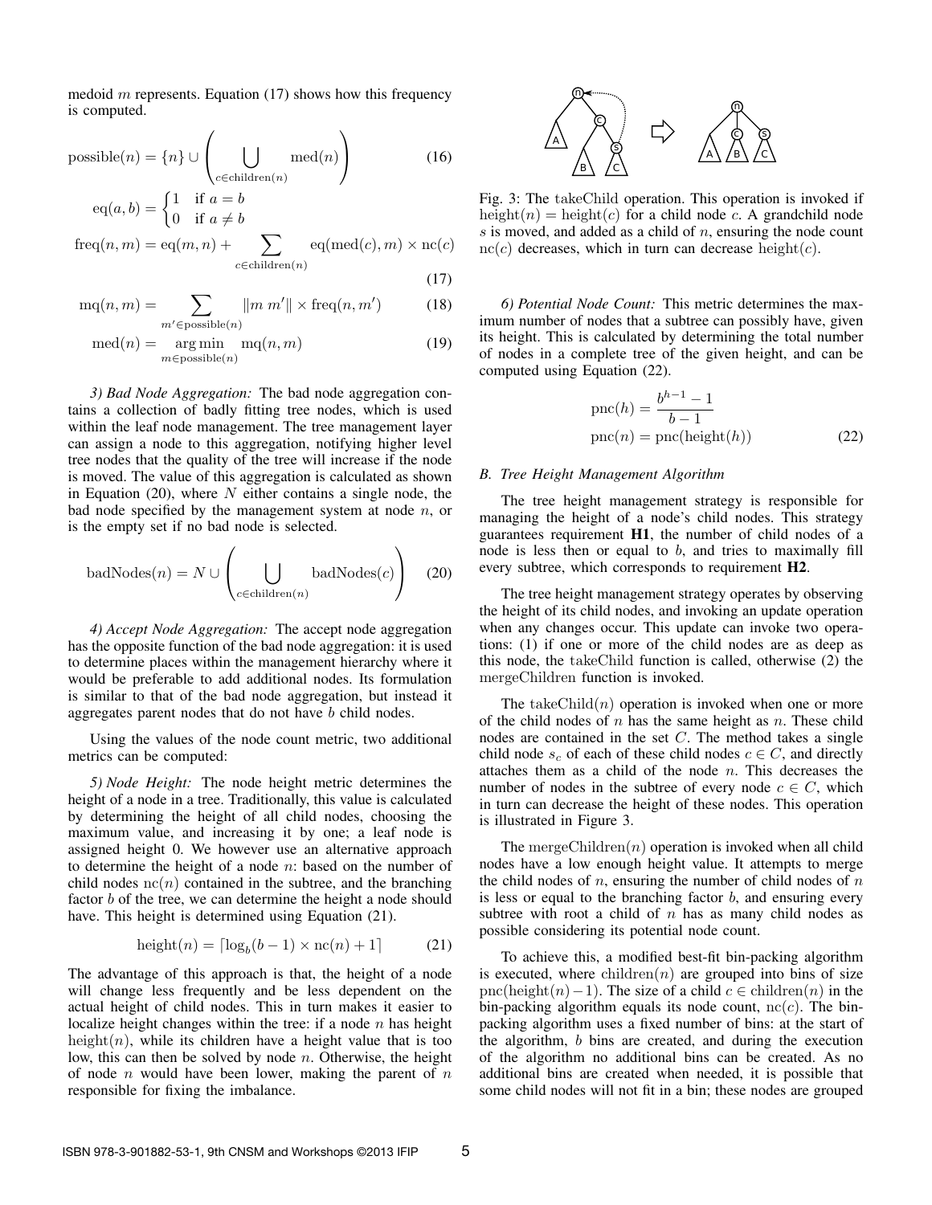medoid $m$ represents. Equation (17) shows how this frequency is computed.

$$\text{possible}(n) = \{n\} \cup \left( \bigcup_{c \in \text{children}(n)} \text{med}(n) \right) \tag{16}$$

$$\text{eq}(a, b) = \begin{cases} 1 & \text{if } a = b \\ 0 & \text{if } a \neq b \end{cases}$$

$$\text{freq}(n, m) = \text{eq}(m, n) + \sum_{c \in \text{children}(n)} \text{eq}(\text{med}(c), m) \times \text{nc}(c) \tag{17}$$

$$\text{mq}(n, m) = \sum_{m' \in \text{possible}(n)} \|m\ m'\| \times \text{freq}(n, m') \tag{18}$$

$$\text{med}(n) = \underset{m \in \text{possible}(n)}{\arg\min}\ \text{mq}(n, m) \tag{19}$$

*3) Bad Node Aggregation:* The bad node aggregation contains a collection of badly fitting tree nodes, which is used within the leaf node management. The tree management layer can assign a node to this aggregation, notifying higher level tree nodes that the quality of the tree will increase if the node is moved. The value of this aggregation is calculated as shown in Equation (20), where $N$ either contains a single node, the bad node specified by the management system at node $n$, or is the empty set if no bad node is selected.

$$\text{badNodes}(n) = N \cup \left( \bigcup_{c \in \text{children}(n)} \text{badNodes}(c) \right) \tag{20}$$

*4) Accept Node Aggregation:* The accept node aggregation has the opposite function of the bad node aggregation: it is used to determine places within the management hierarchy where it would be preferable to add additional nodes. Its formulation is similar to that of the bad node aggregation, but instead it aggregates parent nodes that do not have $b$ child nodes.

Using the values of the node count metric, two additional metrics can be computed:

*5) Node Height:* The node height metric determines the height of a node in a tree. Traditionally, this value is calculated by determining the height of all child nodes, choosing the maximum value, and increasing it by one; a leaf node is assigned height 0. We however use an alternative approach to determine the height of a node $n$: based on the number of child nodes $\text{nc}(n)$ contained in the subtree, and the branching factor $b$ of the tree, we can determine the height a node should have. This height is determined using Equation (21).

$$\text{height}(n) = \lceil \log_b (b - 1) \times \text{nc}(n) + 1 \rceil \tag{21}$$

The advantage of this approach is that, the height of a node will change less frequently and be less dependent on the actual height of child nodes. This in turn makes it easier to localize height changes within the tree: if a node $n$ has height $\text{height}(n)$, while its children have a height value that is too low, this can then be solved by node $n$. Otherwise, the height of node $n$ would have been lower, making the parent of $n$ responsible for fixing the imbalance.

Fig. 3: The takeChild operation. This operation is invoked if $\text{height}(n) = \text{height}(c)$ for a child node $c$. A grandchild node $s$ is moved, and added as a child of $n$, ensuring the node count $\text{nc}(c)$ decreases, which in turn can decrease $\text{height}(c)$.

*6) Potential Node Count:* This metric determines the maximum number of nodes that a subtree can possibly have, given its height. This is calculated by determining the total number of nodes in a complete tree of the given height, and can be computed using Equation (22).

$$\text{pnc}(h) = \frac{b^{h-1} - 1}{b - 1}$$
$$\text{pnc}(n) = \text{pnc}(\text{height}(h)) \tag{22}$$

### B. Tree Height Management Algorithm

The tree height management strategy is responsible for managing the height of a node's child nodes. This strategy guarantees requirement **H1**, the number of child nodes of a node is less then or equal to $b$, and tries to maximally fill every subtree, which corresponds to requirement **H2**.

The tree height management strategy operates by observing the height of its child nodes, and invoking an update operation when any changes occur. This update can invoke two operations: (1) if one or more of the child nodes are as deep as this node, the takeChild function is called, otherwise (2) the mergeChildren function is invoked.

The $\text{takeChild}(n)$ operation is invoked when one or more of the child nodes of $n$ has the same height as $n$. These child nodes are contained in the set $C$. The method takes a single child node $s_c$ of each of these child nodes $c \in C$, and directly attaches them as a child of the node $n$. This decreases the number of nodes in the subtree of every node $c \in C$, which in turn can decrease the height of these nodes. This operation is illustrated in Figure 3.

The $\text{mergeChildren}(n)$ operation is invoked when all child nodes have a low enough height value. It attempts to merge the child nodes of $n$, ensuring the number of child nodes of $n$ is less or equal to the branching factor $b$, and ensuring every subtree with root a child of $n$ has as many child nodes as possible considering its potential node count.

To achieve this, a modified best-fit bin-packing algorithm is executed, where $\text{children}(n)$ are grouped into bins of size $\text{pnc}(\text{height}(n) - 1)$. The size of a child $c \in \text{children}(n)$ in the bin-packing algorithm equals its node count, $\text{nc}(c)$. The bin-packing algorithm uses a fixed number of bins: at the start of the algorithm, $b$ bins are created, and during the execution of the algorithm no additional bins can be created. As no additional bins are created when needed, it is possible that some child nodes will not fit in a bin; these nodes are grouped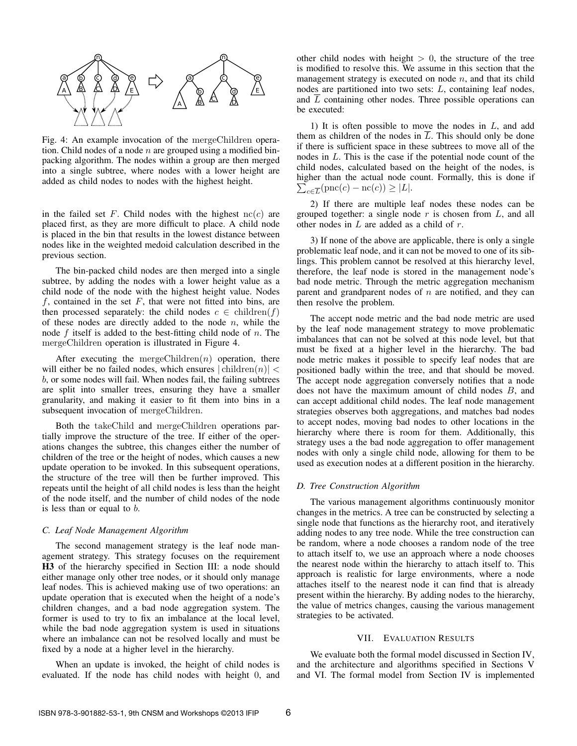Fig. 4: An example invocation of the mergeChildren operation. Child nodes of a node $n$ are grouped using a modified bin-packing algorithm. The nodes within a group are then merged into a single subtree, where nodes with a lower height are added as child nodes to nodes with the highest height.

in the failed set $F$. Child nodes with the highest $\mathrm{nc}(c)$ are placed first, as they are more difficult to place. A child node is placed in the bin that results in the lowest distance between nodes like in the weighted medoid calculation described in the previous section.

The bin-packed child nodes are then merged into a single subtree, by adding the nodes with a lower height value as a child node of the node with the highest height value. Nodes $f$, contained in the set $F$, that were not fitted into bins, are then processed separately: the child nodes $c \in \mathrm{children}(f)$ of these nodes are directly added to the node $n$, while the node $f$ itself is added to the best-fitting child node of $n$. The mergeChildren operation is illustrated in Figure 4.

After executing the $\mathrm{mergeChildren}(n)$ operation, there will either be no failed nodes, which ensures $|\mathrm{children}(n)| < b$, or some nodes will fail. When nodes fail, the failing subtrees are split into smaller trees, ensuring they have a smaller granularity, and making it easier to fit them into bins in a subsequent invocation of mergeChildren.

Both the takeChild and mergeChildren operations partially improve the structure of the tree. If either of the operations changes the subtree, this changes either the number of children of the tree or the height of nodes, which causes a new update operation to be invoked. In this subsequent operations, the structure of the tree will then be further improved. This repeats until the height of all child nodes is less than the height of the node itself, and the number of child nodes of the node is less than or equal to $b$.

### C. Leaf Node Management Algorithm

The second management strategy is the leaf node management strategy. This strategy focuses on the requirement **H3** of the hierarchy specified in Section III: a node should either manage only other tree nodes, or it should only manage leaf nodes. This is achieved making use of two operations: an update operation that is executed when the height of a node's children changes, and a bad node aggregation system. The former is used to try to fix an imbalance at the local level, while the bad node aggregation system is used in situations where an imbalance can not be resolved locally and must be fixed by a node at a higher level in the hierarchy.

When an update is invoked, the height of child nodes is evaluated. If the node has child nodes with height $0$, and other child nodes with height $> 0$, the structure of the tree is modified to resolve this. We assume in this section that the management strategy is executed on node $n$, and that its child nodes are partitioned into two sets: $L$, containing leaf nodes, and $\overline{L}$ containing other nodes. Three possible operations can be executed:

1) It is often possible to move the nodes in $L$, and add them as children of the nodes in $\overline{L}$. This should only be done if there is sufficient space in these subtrees to move all of the nodes in $L$. This is the case if the potential node count of the child nodes, calculated based on the height of the nodes, is higher than the actual node count. Formally, this is done if $\sum_{c \in \overline{L}}(\mathrm{pnc}(c) - \mathrm{nc}(c)) \geq |L|$.

2) If there are multiple leaf nodes these nodes can be grouped together: a single node $r$ is chosen from $L$, and all other nodes in $L$ are added as a child of $r$.

3) If none of the above are applicable, there is only a single problematic leaf node, and it can not be moved to one of its siblings. This problem cannot be resolved at this hierarchy level, therefore, the leaf node is stored in the management node's bad node metric. Through the metric aggregation mechanism parent and grandparent nodes of $n$ are notified, and they can then resolve the problem.

The accept node metric and the bad node metric are used by the leaf node management strategy to move problematic imbalances that can not be solved at this node level, but that must be fixed at a higher level in the hierarchy. The bad node metric makes it possible to specify leaf nodes that are positioned badly within the tree, and that should be moved. The accept node aggregation conversely notifies that a node does not have the maximum amount of child nodes $B$, and can accept additional child nodes. The leaf node management strategies observes both aggregations, and matches bad nodes to accept nodes, moving bad nodes to other locations in the hierarchy where there is room for them. Additionally, this strategy uses a the bad node aggregation to offer management nodes with only a single child node, allowing for them to be used as execution nodes at a different position in the hierarchy.

### D. Tree Construction Algorithm

The various management algorithms continuously monitor changes in the metrics. A tree can be constructed by selecting a single node that functions as the hierarchy root, and iteratively adding nodes to any tree node. While the tree construction can be random, where a node chooses a random node of the tree to attach itself to, we use an approach where a node chooses the nearest node within the hierarchy to attach itself to. This approach is realistic for large environments, where a node attaches itself to the nearest node it can find that is already present within the hierarchy. By adding nodes to the hierarchy, the value of metrics changes, causing the various management strategies to be activated.

## VII. Evaluation Results

We evaluate both the formal model discussed in Section IV, and the architecture and algorithms specified in Sections V and VI. The formal model from Section IV is implemented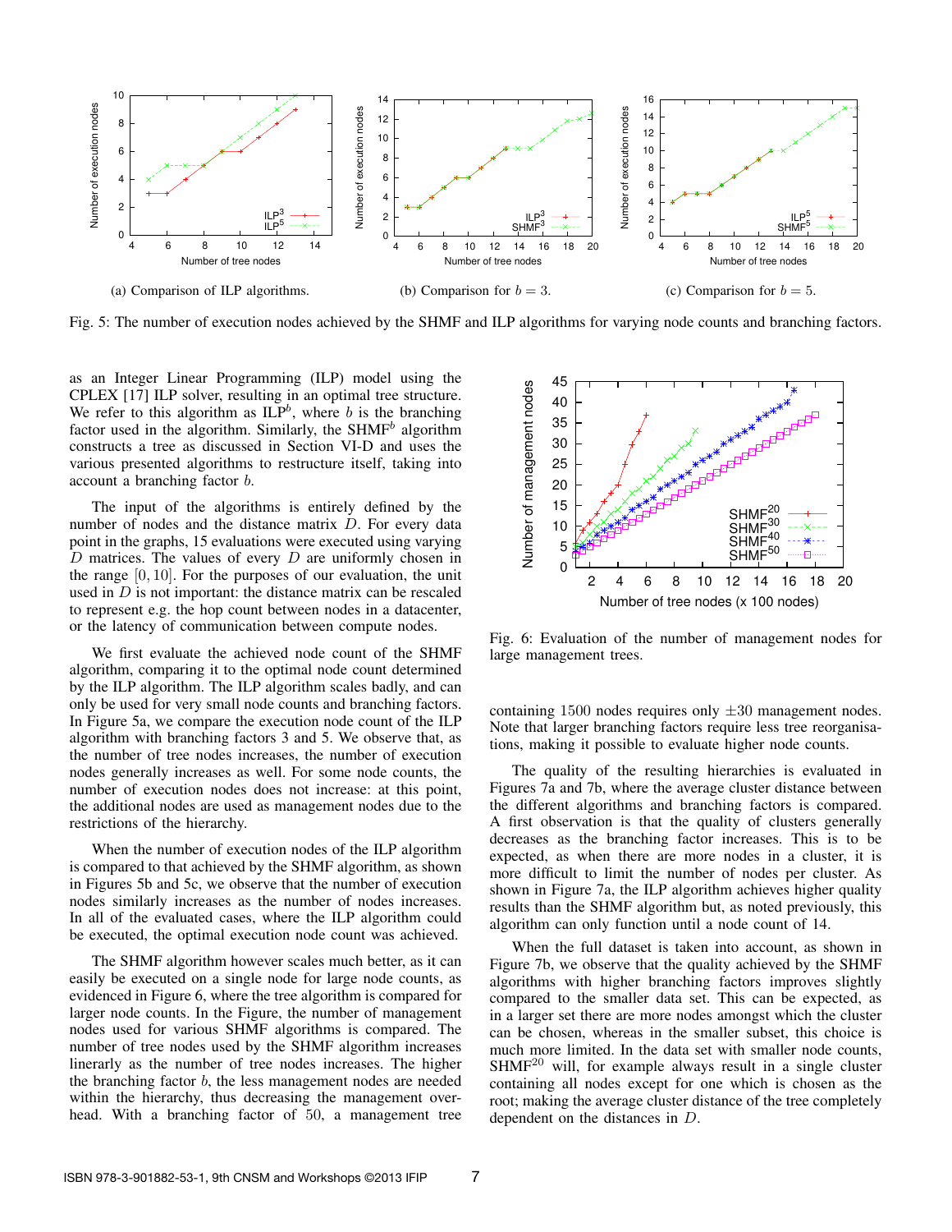(a) Comparison of ILP algorithms.

(b) Comparison for $b = 3$.

(c) Comparison for $b = 5$.

Fig. 5: The number of execution nodes achieved by the SHMF and ILP algorithms for varying node counts and branching factors.

as an Integer Linear Programming (ILP) model using the CPLEX [17] ILP solver, resulting in an optimal tree structure. We refer to this algorithm as $\text{ILP}^b$, where $b$ is the branching factor used in the algorithm. Similarly, the $\text{SHMF}^b$ algorithm constructs a tree as discussed in Section VI-D and uses the various presented algorithms to restructure itself, taking into account a branching factor $b$.

The input of the algorithms is entirely defined by the number of nodes and the distance matrix $D$. For every data point in the graphs, 15 evaluations were executed using varying $D$ matrices. The values of every $D$ are uniformly chosen in the range $[0, 10]$. For the purposes of our evaluation, the unit used in $D$ is not important: the distance matrix can be rescaled to represent e.g. the hop count between nodes in a datacenter, or the latency of communication between compute nodes.

We first evaluate the achieved node count of the SHMF algorithm, comparing it to the optimal node count determined by the ILP algorithm. The ILP algorithm scales badly, and can only be used for very small node counts and branching factors. In Figure 5a, we compare the execution node count of the ILP algorithm with branching factors 3 and 5. We observe that, as the number of tree nodes increases, the number of execution nodes generally increases as well. For some node counts, the number of execution nodes does not increase: at this point, the additional nodes are used as management nodes due to the restrictions of the hierarchy.

When the number of execution nodes of the ILP algorithm is compared to that achieved by the SHMF algorithm, as shown in Figures 5b and 5c, we observe that the number of execution nodes similarly increases as the number of nodes increases. In all of the evaluated cases, where the ILP algorithm could be executed, the optimal execution node count was achieved.

The SHMF algorithm however scales much better, as it can easily be executed on a single node for large node counts, as evidenced in Figure 6, where the tree algorithm is compared for larger node counts. In the Figure, the number of management nodes used for various SHMF algorithms is compared. The number of tree nodes used by the SHMF algorithm increases linearly as the number of tree nodes increases. The higher the branching factor $b$, the less management nodes are needed within the hierarchy, thus decreasing the management overhead. With a branching factor of 50, a management tree containing 1500 nodes requires only $\pm 30$ management nodes. Note that larger branching factors require less tree reorganisations, making it possible to evaluate higher node counts.

Fig. 6: Evaluation of the number of management nodes for large management trees.

The quality of the resulting hierarchies is evaluated in Figures 7a and 7b, where the average cluster distance between the different algorithms and branching factors is compared. A first observation is that the quality of clusters generally decreases as the branching factor increases. This is to be expected, as when there are more nodes in a cluster, it is more difficult to limit the number of nodes per cluster. As shown in Figure 7a, the ILP algorithm achieves higher quality results than the SHMF algorithm but, as noted previously, this algorithm can only function until a node count of 14.

When the full dataset is taken into account, as shown in Figure 7b, we observe that the quality achieved by the SHMF algorithms with higher branching factors improves slightly compared to the smaller data set. This can be expected, as in a larger set there are more nodes amongst which the cluster can be chosen, whereas in the smaller subset, this choice is much more limited. In the data set with smaller node counts, $\text{SHMF}^{20}$ will, for example always result in a single cluster containing all nodes except for one which is chosen as the root; making the average cluster distance of the tree completely dependent on the distances in $D$.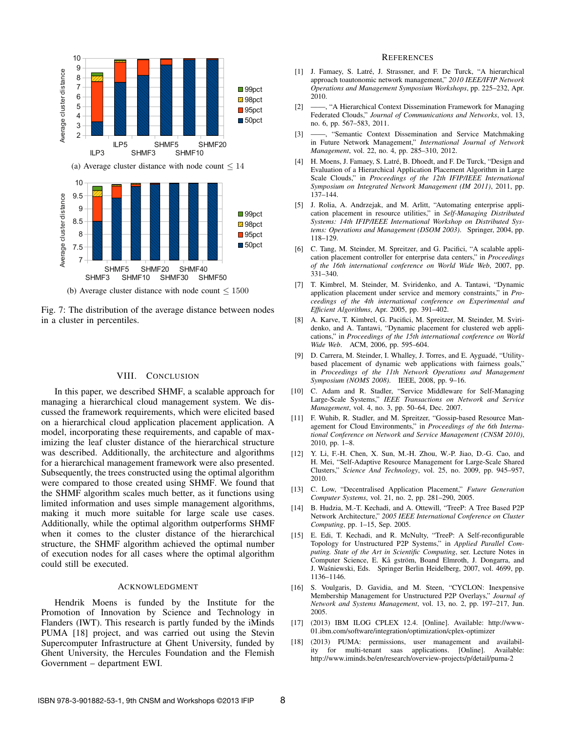10
9
8
7
6
5
4
3
2

Average cluster distance

ILP3 ILP5 SHMF3 SHMF5 SHMF10 SHMF20

99pct
98pct
95pct
50pct

(a) Average cluster distance with node count $\leq 14$

10
9.5
9
8.5
8
7.5
7

Average cluster distance

SHMF3 SHMF5 SHMF10 SHMF20 SHMF30 SHMF40 SHMF50

99pct
98pct
95pct
50pct

(b) Average cluster distance with node count $\leq 1500$

Fig. 7: The distribution of the average distance between nodes in a cluster in percentiles.

## VIII. Conclusion

In this paper, we described SHMF, a scalable approach for managing a hierarchical cloud management system. We discussed the framework requirements, which were elicited based on a hierarchical cloud application placement application. A model, incorporating these requirements, and capable of maximizing the leaf cluster distance of the hierarchical structure was described. Additionally, the architecture and algorithms for a hierarchical management framework were also presented. Subsequently, the trees constructed using the optimal algorithm were compared to those created using SHMF. We found that the SHMF algorithm scales much better, as it functions using limited information and uses simple management algorithms, making it much more suitable for large scale use cases. Additionally, while the optimal algorithm outperforms SHMF when it comes to the cluster distance of the hierarchical structure, the SHMF algorithm achieved the optimal number of execution nodes for all cases where the optimal algorithm could still be executed.

## Acknowledgment

Hendrik Moens is funded by the Institute for the Promotion of Innovation by Science and Technology in Flanders (IWT). This research is partly funded by the iMinds PUMA [18] project, and was carried out using the Stevin Supercomputer Infrastructure at Ghent University, funded by Ghent University, the Hercules Foundation and the Flemish Government – department EWI.

## References

[1] J. Famaey, S. Latré, J. Strassner, and F. De Turck, "A hierarchical approach toautonomic network management," *2010 IEEE/IFIP Network Operations and Management Symposium Workshops*, pp. 225–232, Apr. 2010.

[2] ——, "A Hierarchical Context Dissemination Framework for Managing Federated Clouds," *Journal of Communications and Networks*, vol. 13, no. 6, pp. 567–583, 2011.

[3] ——, "Semantic Context Dissemination and Service Matchmaking in Future Network Management," *International Journal of Network Management*, vol. 22, no. 4, pp. 285–310, 2012.

[4] H. Moens, J. Famaey, S. Latré, B. Dhoedt, and F. De Turck, "Design and Evaluation of a Hierarchical Application Placement Algorithm in Large Scale Clouds," in *Proceedings of the 12th IFIP/IEEE International Symposium on Integrated Network Management (IM 2011)*, 2011, pp. 137–144.

[5] J. Rolia, A. Andrzejak, and M. Arlitt, "Automating enterprise application placement in resource utilities," in *Self-Managing Distributed Systems: 14th IFIP/IEEE International Workshop on Distributed Systems: Operations and Management (DSOM 2003)*. Springer, 2004, pp. 118–129.

[6] C. Tang, M. Steinder, M. Spreitzer, and G. Pacifici, "A scalable application placement controller for enterprise data centers," in *Proceedings of the 16th international conference on World Wide Web*, 2007, pp. 331–340.

[7] T. Kimbrel, M. Steinder, M. Sviridenko, and A. Tantawi, "Dynamic application placement under service and memory constraints," in *Proceedings of the 4th international conference on Experimental and Efficient Algorithms*, Apr. 2005, pp. 391–402.

[8] A. Karve, T. Kimbrel, G. Pacifici, M. Spreitzer, M. Steinder, M. Sviridenko, and A. Tantawi, "Dynamic placement for clustered web applications," in *Proceedings of the 15th international conference on World Wide Web*. ACM, 2006, pp. 595–604.

[9] D. Carrera, M. Steinder, I. Whalley, J. Torres, and E. Ayguadé, "Utility-based placement of dynamic web applications with fairness goals," in *Proceedings of the 11th Network Operations and Management Symposium (NOMS 2008)*. IEEE, 2008, pp. 9–16.

[10] C. Adam and R. Stadler, "Service Middleware for Self-Managing Large-Scale Systems," *IEEE Transactions on Network and Service Management*, vol. 4, no. 3, pp. 50–64, Dec. 2007.

[11] F. Wuhib, R. Stadler, and M. Spreitzer, "Gossip-based Resource Management for Cloud Environments," in *Proceedings of the 6th International Conference on Network and Service Management (CNSM 2010)*, 2010, pp. 1–8.

[12] Y. Li, F.-H. Chen, X. Sun, M.-H. Zhou, W.-P. Jiao, D.-G. Cao, and H. Mei, "Self-Adaptive Resource Management for Large-Scale Shared Clusters," *Science And Technology*, vol. 25, no. 2009, pp. 945–957, 2010.

[13] C. Low, "Decentralised Application Placement," *Future Generation Computer Systems*, vol. 21, no. 2, pp. 281–290, 2005.

[14] B. Hudzia, M.-T. Kechadi, and A. Ottewill, "TreeP: A Tree Based P2P Network Architecture," *2005 IEEE International Conference on Cluster Computing*, pp. 1–15, Sep. 2005.

[15] E. Edi, T. Kechadi, and R. McNulty, "TreeP: A Self-reconfigurable Topology for Unstructured P2P Systems," in *Applied Parallel Computing. State of the Art in Scientific Computing*, ser. Lecture Notes in Computer Science, E. Kå gström, Boand Elmroth, J. Dongarra, and J. Waśniewski, Eds. Springer Berlin Heidelberg, 2007, vol. 4699, pp. 1136–1146.

[16] S. Voulgaris, D. Gavidia, and M. Steen, "CYCLON: Inexpensive Membership Management for Unstructured P2P Overlays," *Journal of Network and Systems Management*, vol. 13, no. 2, pp. 197–217, Jun. 2005.

[17] (2013) IBM ILOG CPLEX 12.4. [Online]. Available: http://www-01.ibm.com/software/integration/optimization/cplex-optimizer

[18] (2013) PUMA: permissions, user management and availability for multi-tenant saas applications. [Online]. Available: http://www.iminds.be/en/research/overview-projects/p/detail/puma-2